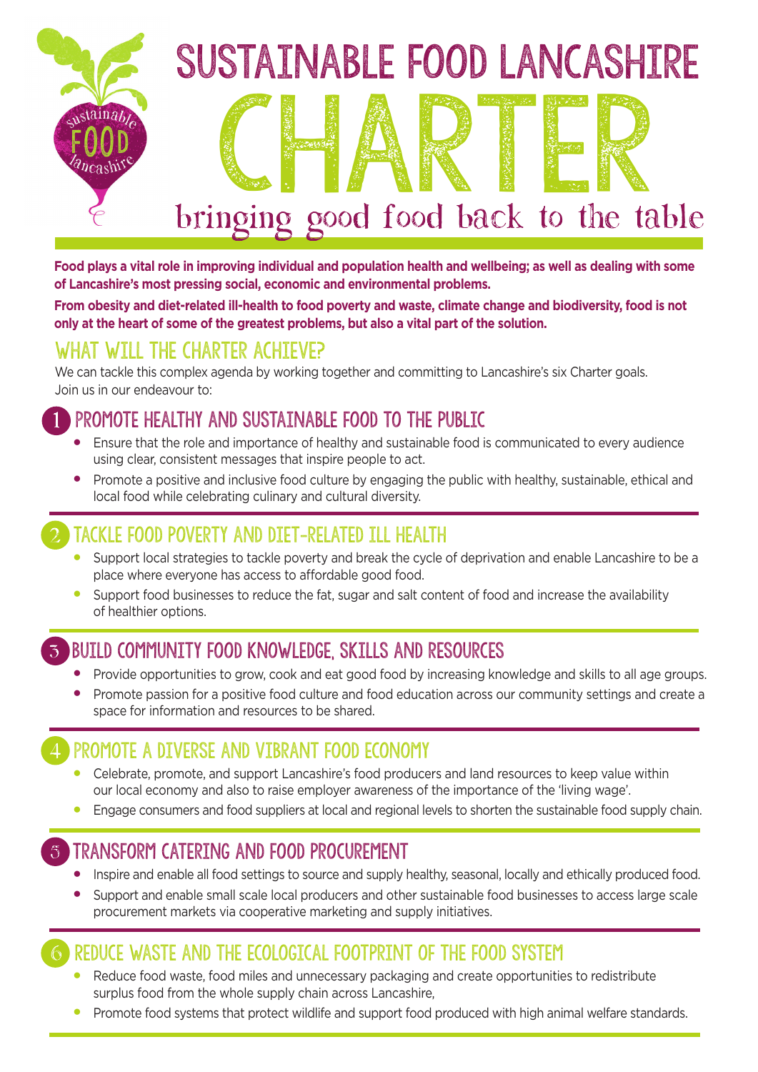# SUSTAINABLE FOOD LANCASHIRE CHARTER

## bringing good food back to the table

**Food plays a vital role in improving individual and population health and wellbeing; as well as dealing with some of Lancashire's most pressing social, economic and environmental problems.**

**From obesity and diet-related ill-health to food poverty and waste, climate change and biodiversity, food is not only at the heart of some of the greatest problems, but also a vital part of the solution.**

## WHAT WILL THE CHARTER ACHIEVE?

We can tackle this complex agenda by working together and committing to Lancashire's six Charter goals. Join us in our endeavour to:

### 1 PROMOTE HEALTHY AND SUSTAINABLE FOOD TO THE PUBLIC

- Ensure that the role and importance of healthy and sustainable food is communicated to every audience using clear, consistent messages that inspire people to act.
- Promote a positive and inclusive food culture by engaging the public with healthy, sustainable, ethical and local food while celebrating culinary and cultural diversity.

### 2 TACKLE FOOD POVERTY AND DIET-RELATED ILL HEALTH

- Support local strategies to tackle poverty and break the cycle of deprivation and enable Lancashire to be a place where everyone has access to affordable good food.
- Support food businesses to reduce the fat, sugar and salt content of food and increase the availability of healthier options.

### 3 BUILD COMMUNITY FOOD KNOWLEDGE, SKILLS AND RESOURCES

- Provide opportunities to grow, cook and eat good food by increasing knowledge and skills to all age groups.
- Promote passion for a positive food culture and food education across our community settings and create a space for information and resources to be shared.

### 4 PROMOTE A DIVERSE AND VIBRANT FOOD ECONOMY

- Celebrate, promote, and support Lancashire's food producers and land resources to keep value within our local economy and also to raise employer awareness of the importance of the 'living wage'.
- Engage consumers and food suppliers at local and regional levels to shorten the sustainable food supply chain.

### 5 TRANSFORM CATERING AND FOOD PROCUREMENT

- Inspire and enable all food settings to source and supply healthy, seasonal, locally and ethically produced food.
- Support and enable small scale local producers and other sustainable food businesses to access large scale procurement markets via cooperative marketing and supply initiatives.

### 6 REDUCE WASTE AND THE ECOLOGICAL FOOTPRINT OF THE FOOD SYSTEM

- Reduce food waste, food miles and unnecessary packaging and create opportunities to redistribute surplus food from the whole supply chain across Lancashire,
- Promote food systems that protect wildlife and support food produced with high animal welfare standards.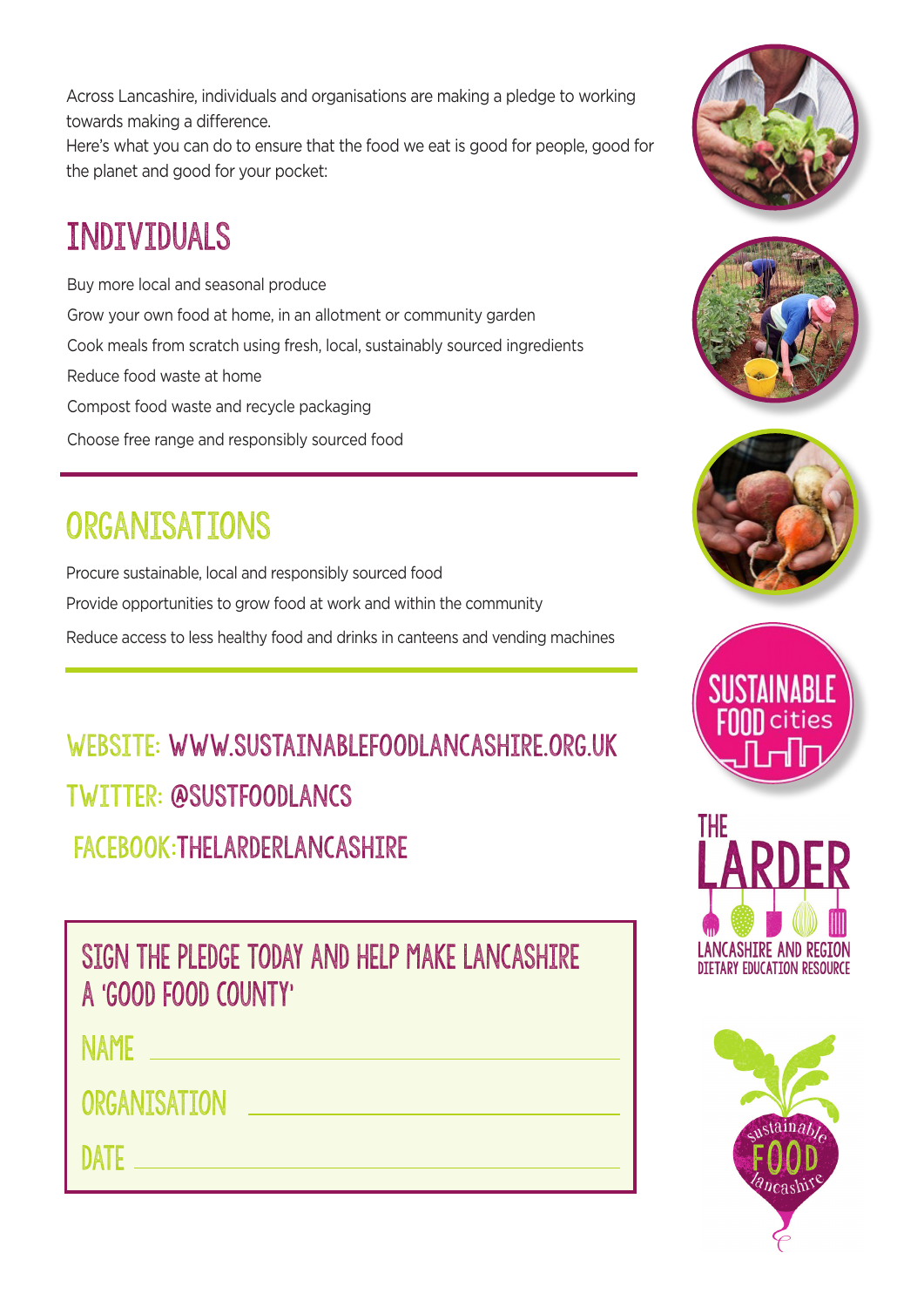Across Lancashire, individuals and organisations are making a pledge to working towards making a difference.
Here's what you can do to ensure that the food we eat is good for people, good for the planet and good for your pocket:

## INDIVIDUALS

Buy more local and seasonal produce

Grow your own food at home, in an allotment or community garden

Cook meals from scratch using fresh, local, sustainably sourced ingredients

Reduce food waste at home

Compost food waste and recycle packaging

Choose free range and responsibly sourced food

## ORGANISATIONS

Procure sustainable, local and responsibly sourced food

Provide opportunities to grow food at work and within the community

Reduce access to less healthy food and drinks in canteens and vending machines

## WEBSITE: WWW.SUSTAINABLEFOODLANCASHIRE.ORG.UK

## TWITTER: @SUSTFOODLANCS

## FACEBOOK:THELARDERLANCASHIRE

### SIGN THE PLEDGE TODAY AND HELP MAKE LANCASHIRE A 'GOOD FOOD COUNTY'

NAME ______________________________

ORGANISATION ______________________________

DATE ______________________________

SUSTAINABLE FOOD cities

THE LARDER
LANCASHIRE AND REGION DIETARY EDUCATION RESOURCE

sustainable FOOD lancashire